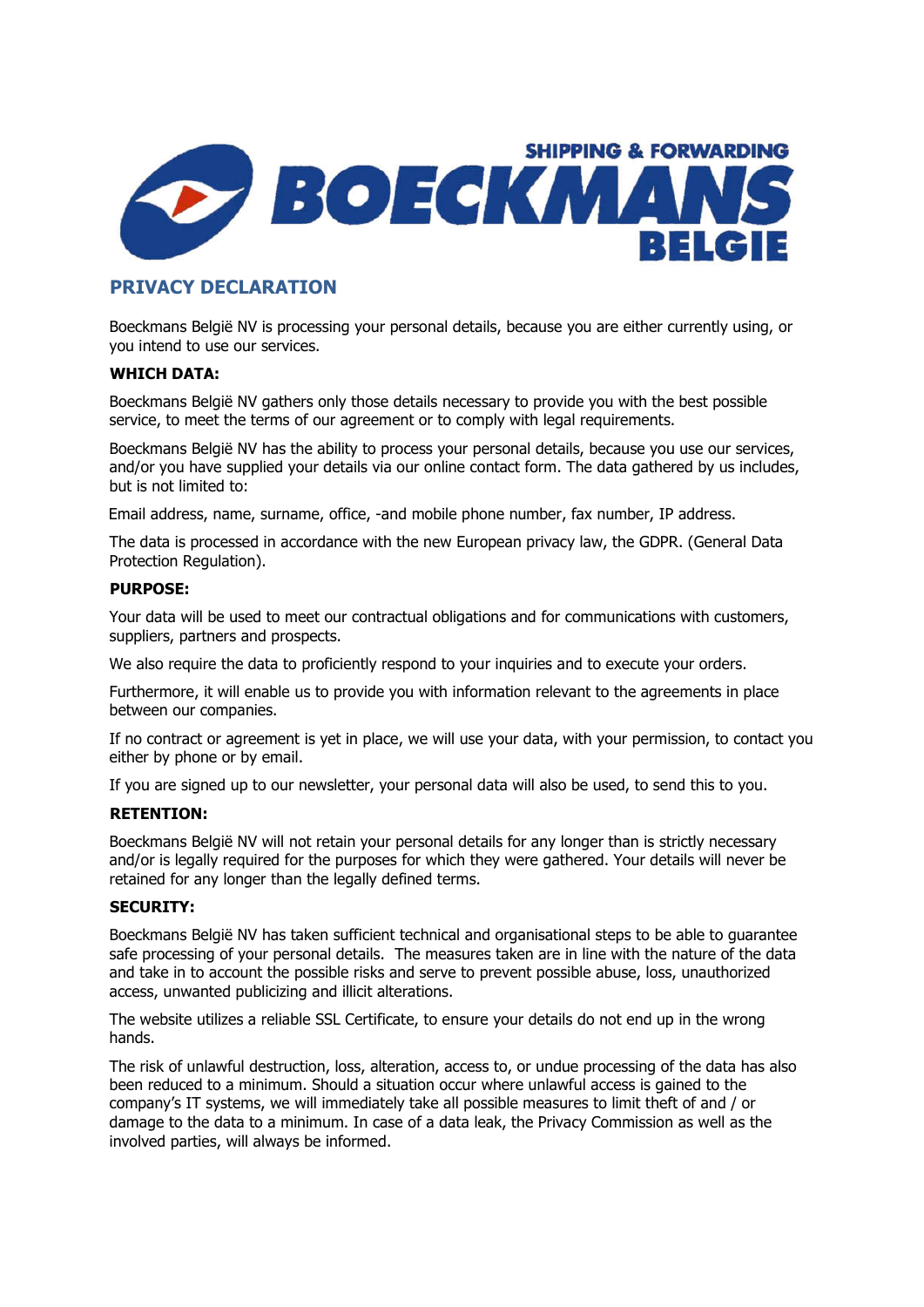SHIPPING & FORWARDING
BOECKMANS
BELGIE

# PRIVACY DECLARATION

Boeckmans België NV is processing your personal details, because you are either currently using, or you intend to use our services.

**WHICH DATA:**

Boeckmans België NV gathers only those details necessary to provide you with the best possible service, to meet the terms of our agreement or to comply with legal requirements.

Boeckmans België NV has the ability to process your personal details, because you use our services, and/or you have supplied your details via our online contact form. The data gathered by us includes, but is not limited to:

Email address, name, surname, office, -and mobile phone number, fax number, IP address.

The data is processed in accordance with the new European privacy law, the GDPR. (General Data Protection Regulation).

**PURPOSE:**

Your data will be used to meet our contractual obligations and for communications with customers, suppliers, partners and prospects.

We also require the data to proficiently respond to your inquiries and to execute your orders.

Furthermore, it will enable us to provide you with information relevant to the agreements in place between our companies.

If no contract or agreement is yet in place, we will use your data, with your permission, to contact you either by phone or by email.

If you are signed up to our newsletter, your personal data will also be used, to send this to you.

**RETENTION:**

Boeckmans België NV will not retain your personal details for any longer than is strictly necessary and/or is legally required for the purposes for which they were gathered. Your details will never be retained for any longer than the legally defined terms.

**SECURITY:**

Boeckmans België NV has taken sufficient technical and organisational steps to be able to guarantee safe processing of your personal details. The measures taken are in line with the nature of the data and take in to account the possible risks and serve to prevent possible abuse, loss, unauthorized access, unwanted publicizing and illicit alterations.

The website utilizes a reliable SSL Certificate, to ensure your details do not end up in the wrong hands.

The risk of unlawful destruction, loss, alteration, access to, or undue processing of the data has also been reduced to a minimum. Should a situation occur where unlawful access is gained to the company's IT systems, we will immediately take all possible measures to limit theft of and / or damage to the data to a minimum. In case of a data leak, the Privacy Commission as well as the involved parties, will always be informed.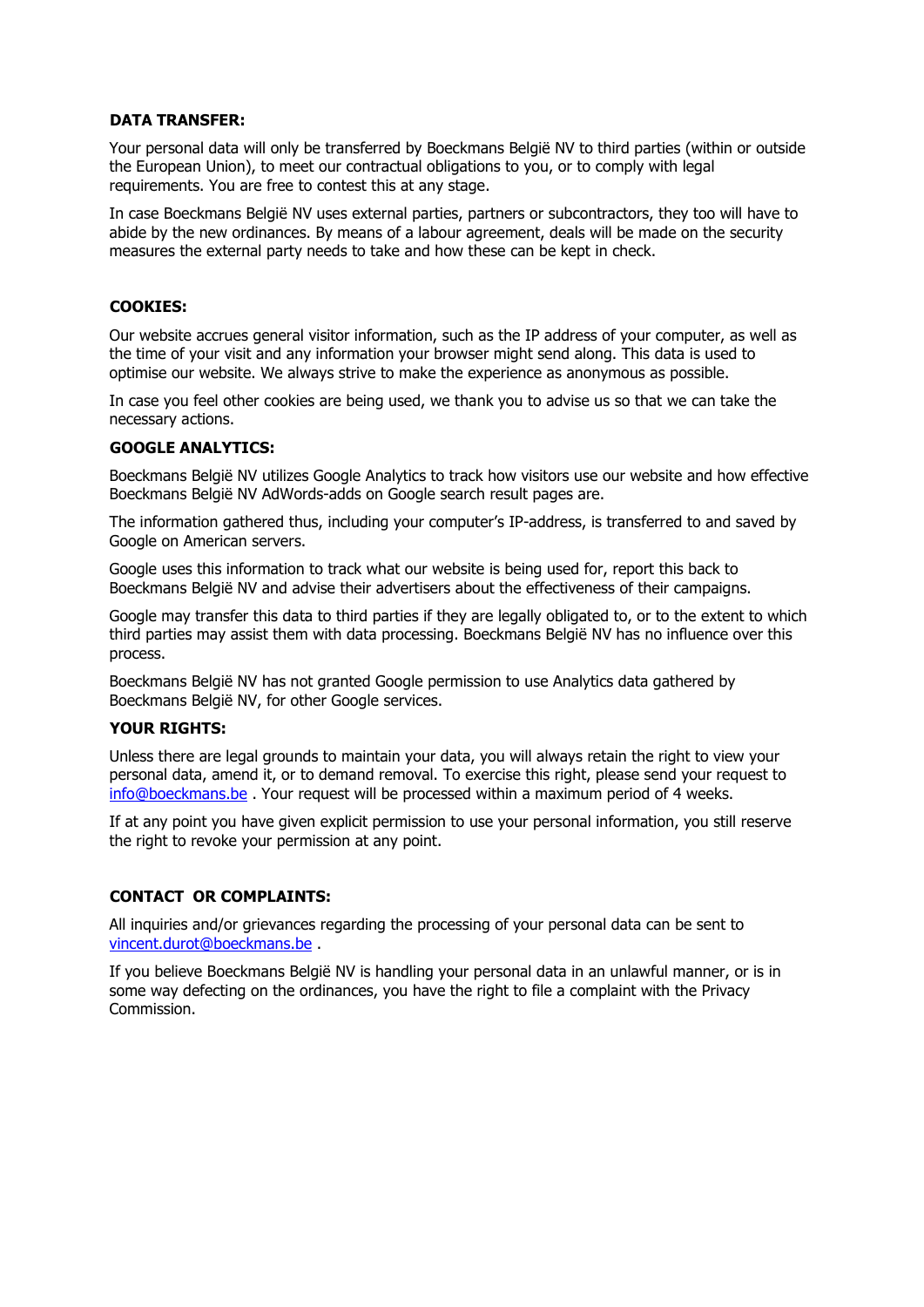**DATA TRANSFER:**

Your personal data will only be transferred by Boeckmans België NV to third parties (within or outside the European Union), to meet our contractual obligations to you, or to comply with legal requirements. You are free to contest this at any stage.

In case Boeckmans België NV uses external parties, partners or subcontractors, they too will have to abide by the new ordinances. By means of a labour agreement, deals will be made on the security measures the external party needs to take and how these can be kept in check.

**COOKIES:**

Our website accrues general visitor information, such as the IP address of your computer, as well as the time of your visit and any information your browser might send along. This data is used to optimise our website. We always strive to make the experience as anonymous as possible.

In case you feel other cookies are being used, we thank you to advise us so that we can take the necessary actions.

**GOOGLE ANALYTICS:**

Boeckmans België NV utilizes Google Analytics to track how visitors use our website and how effective Boeckmans België NV AdWords-adds on Google search result pages are.

The information gathered thus, including your computer's IP-address, is transferred to and saved by Google on American servers.

Google uses this information to track what our website is being used for, report this back to Boeckmans België NV and advise their advertisers about the effectiveness of their campaigns.

Google may transfer this data to third parties if they are legally obligated to, or to the extent to which third parties may assist them with data processing. Boeckmans België NV has no influence over this process.

Boeckmans België NV has not granted Google permission to use Analytics data gathered by Boeckmans België NV, for other Google services.

**YOUR RIGHTS:**

Unless there are legal grounds to maintain your data, you will always retain the right to view your personal data, amend it, or to demand removal. To exercise this right, please send your request to info@boeckmans.be . Your request will be processed within a maximum period of 4 weeks.

If at any point you have given explicit permission to use your personal information, you still reserve the right to revoke your permission at any point.

**CONTACT OR COMPLAINTS:**

All inquiries and/or grievances regarding the processing of your personal data can be sent to vincent.durot@boeckmans.be .

If you believe Boeckmans België NV is handling your personal data in an unlawful manner, or is in some way defecting on the ordinances, you have the right to file a complaint with the Privacy Commission.